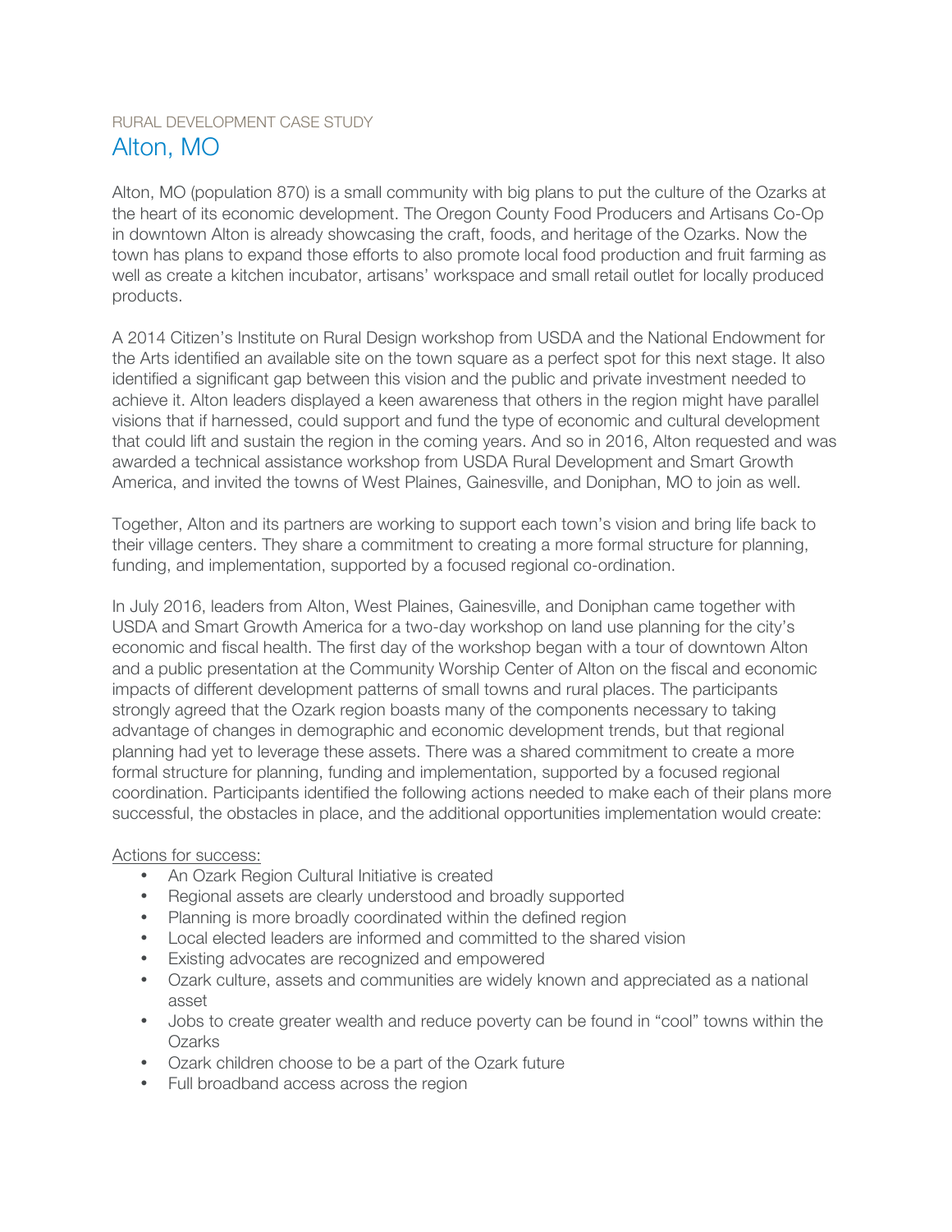RURAL DEVELOPMENT CASE STUDY

# Alton, MO

Alton, MO (population 870) is a small community with big plans to put the culture of the Ozarks at the heart of its economic development. The Oregon County Food Producers and Artisans Co-Op in downtown Alton is already showcasing the craft, foods, and heritage of the Ozarks. Now the town has plans to expand those efforts to also promote local food production and fruit farming as well as create a kitchen incubator, artisans' workspace and small retail outlet for locally produced products.

A 2014 Citizen's Institute on Rural Design workshop from USDA and the National Endowment for the Arts identified an available site on the town square as a perfect spot for this next stage. It also identified a significant gap between this vision and the public and private investment needed to achieve it. Alton leaders displayed a keen awareness that others in the region might have parallel visions that if harnessed, could support and fund the type of economic and cultural development that could lift and sustain the region in the coming years. And so in 2016, Alton requested and was awarded a technical assistance workshop from USDA Rural Development and Smart Growth America, and invited the towns of West Plaines, Gainesville, and Doniphan, MO to join as well.

Together, Alton and its partners are working to support each town's vision and bring life back to their village centers. They share a commitment to creating a more formal structure for planning, funding, and implementation, supported by a focused regional co-ordination.

In July 2016, leaders from Alton, West Plaines, Gainesville, and Doniphan came together with USDA and Smart Growth America for a two-day workshop on land use planning for the city's economic and fiscal health. The first day of the workshop began with a tour of downtown Alton and a public presentation at the Community Worship Center of Alton on the fiscal and economic impacts of different development patterns of small towns and rural places. The participants strongly agreed that the Ozark region boasts many of the components necessary to taking advantage of changes in demographic and economic development trends, but that regional planning had yet to leverage these assets. There was a shared commitment to create a more formal structure for planning, funding and implementation, supported by a focused regional coordination. Participants identified the following actions needed to make each of their plans more successful, the obstacles in place, and the additional opportunities implementation would create:

<u>Actions for success:</u>

- An Ozark Region Cultural Initiative is created
- Regional assets are clearly understood and broadly supported
- Planning is more broadly coordinated within the defined region
- Local elected leaders are informed and committed to the shared vision
- Existing advocates are recognized and empowered
- Ozark culture, assets and communities are widely known and appreciated as a national asset
- Jobs to create greater wealth and reduce poverty can be found in "cool" towns within the Ozarks
- Ozark children choose to be a part of the Ozark future
- Full broadband access across the region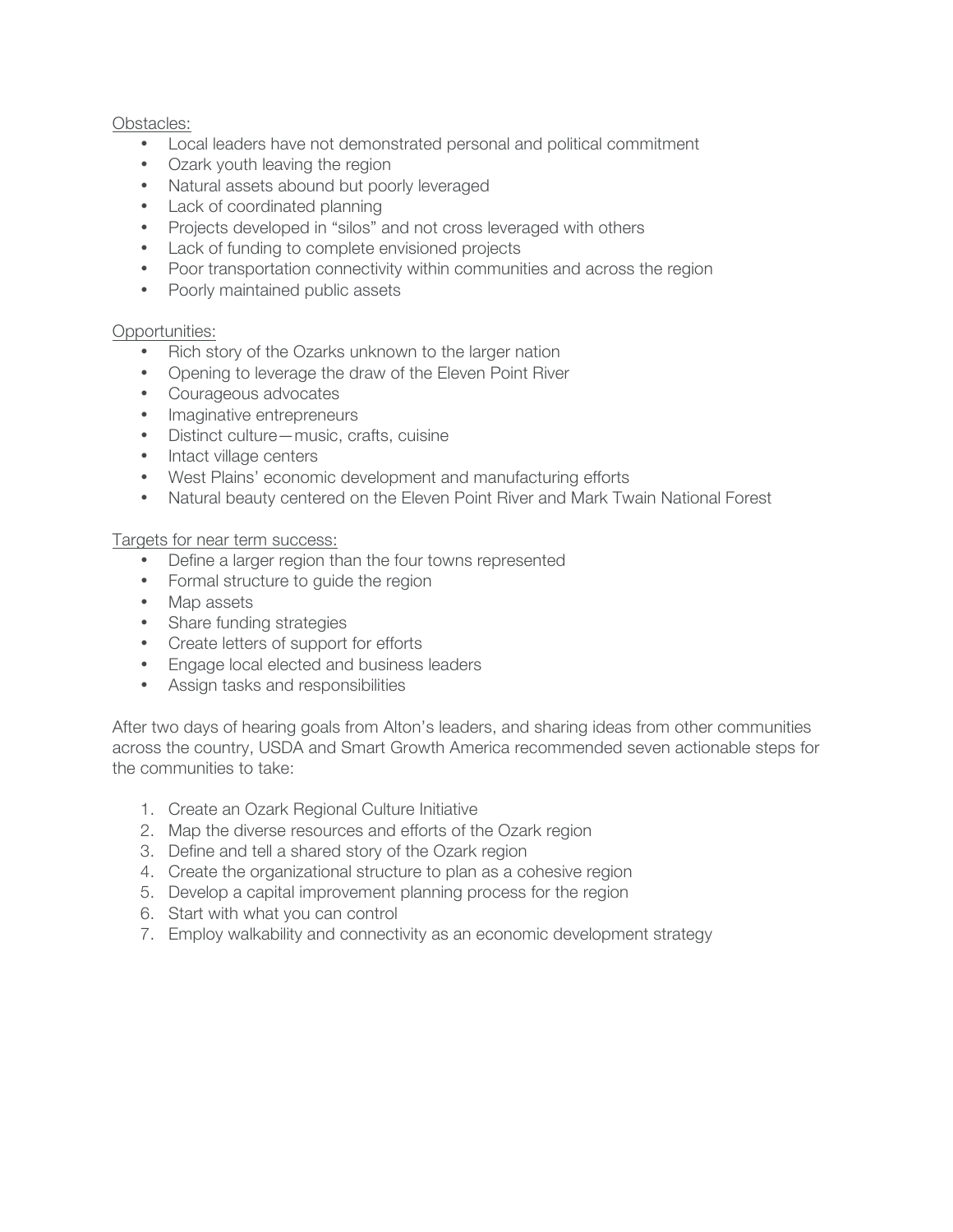Obstacles:

- Local leaders have not demonstrated personal and political commitment
- Ozark youth leaving the region
- Natural assets abound but poorly leveraged
- Lack of coordinated planning
- Projects developed in "silos" and not cross leveraged with others
- Lack of funding to complete envisioned projects
- Poor transportation connectivity within communities and across the region
- Poorly maintained public assets

Opportunities:

- Rich story of the Ozarks unknown to the larger nation
- Opening to leverage the draw of the Eleven Point River
- Courageous advocates
- Imaginative entrepreneurs
- Distinct culture—music, crafts, cuisine
- Intact village centers
- West Plains' economic development and manufacturing efforts
- Natural beauty centered on the Eleven Point River and Mark Twain National Forest

Targets for near term success:

- Define a larger region than the four towns represented
- Formal structure to guide the region
- Map assets
- Share funding strategies
- Create letters of support for efforts
- Engage local elected and business leaders
- Assign tasks and responsibilities

After two days of hearing goals from Alton's leaders, and sharing ideas from other communities across the country, USDA and Smart Growth America recommended seven actionable steps for the communities to take:

1. Create an Ozark Regional Culture Initiative
2. Map the diverse resources and efforts of the Ozark region
3. Define and tell a shared story of the Ozark region
4. Create the organizational structure to plan as a cohesive region
5. Develop a capital improvement planning process for the region
6. Start with what you can control
7. Employ walkability and connectivity as an economic development strategy